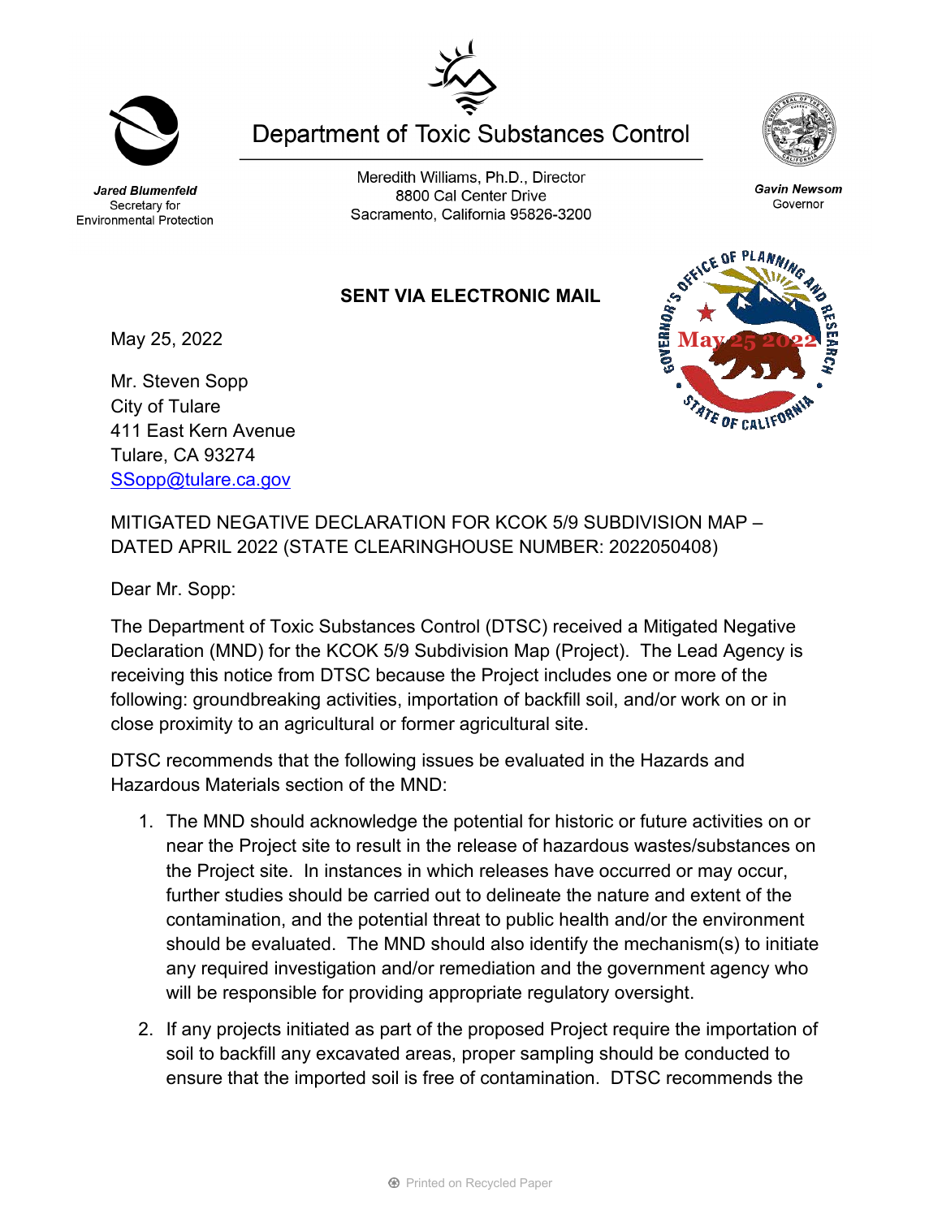Jared Blumenfeld
Secretary for
Environmental Protection

# Department of Toxic Substances Control

Meredith Williams, Ph.D., Director
8800 Cal Center Drive
Sacramento, California 95826-3200

Gavin Newsom
Governor

GOVERNOR'S OFFICE OF PLANNING AND RESEARCH
May 25 2022
STATE OF CALIFORNIA

**SENT VIA ELECTRONIC MAIL**

May 25, 2022

Mr. Steven Sopp
City of Tulare
411 East Kern Avenue
Tulare, CA 93274
SSopp@tulare.ca.gov

MITIGATED NEGATIVE DECLARATION FOR KCOK 5/9 SUBDIVISION MAP – DATED APRIL 2022 (STATE CLEARINGHOUSE NUMBER: 2022050408)

Dear Mr. Sopp:

The Department of Toxic Substances Control (DTSC) received a Mitigated Negative Declaration (MND) for the KCOK 5/9 Subdivision Map (Project). The Lead Agency is receiving this notice from DTSC because the Project includes one or more of the following: groundbreaking activities, importation of backfill soil, and/or work on or in close proximity to an agricultural or former agricultural site.

DTSC recommends that the following issues be evaluated in the Hazards and Hazardous Materials section of the MND:

1. The MND should acknowledge the potential for historic or future activities on or near the Project site to result in the release of hazardous wastes/substances on the Project site. In instances in which releases have occurred or may occur, further studies should be carried out to delineate the nature and extent of the contamination, and the potential threat to public health and/or the environment should be evaluated. The MND should also identify the mechanism(s) to initiate any required investigation and/or remediation and the government agency who will be responsible for providing appropriate regulatory oversight.

2. If any projects initiated as part of the proposed Project require the importation of soil to backfill any excavated areas, proper sampling should be conducted to ensure that the imported soil is free of contamination. DTSC recommends the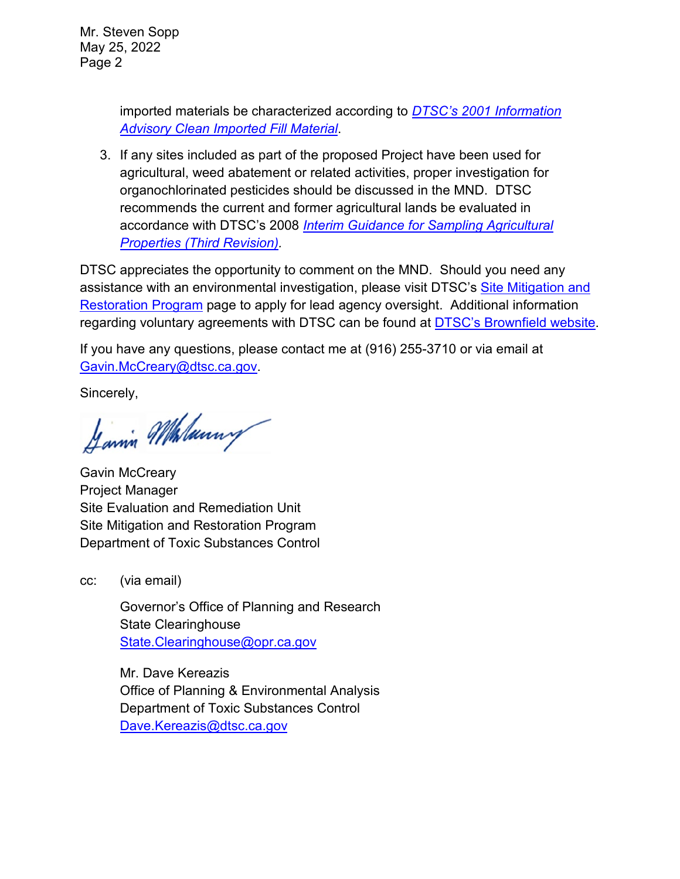imported materials be characterized according to *DTSC's 2001 Information Advisory Clean Imported Fill Material*.

3. If any sites included as part of the proposed Project have been used for agricultural, weed abatement or related activities, proper investigation for organochlorinated pesticides should be discussed in the MND. DTSC recommends the current and former agricultural lands be evaluated in accordance with DTSC's 2008 *Interim Guidance for Sampling Agricultural Properties (Third Revision)*.

DTSC appreciates the opportunity to comment on the MND. Should you need any assistance with an environmental investigation, please visit DTSC's Site Mitigation and Restoration Program page to apply for lead agency oversight. Additional information regarding voluntary agreements with DTSC can be found at DTSC's Brownfield website.

If you have any questions, please contact me at (916) 255-3710 or via email at Gavin.McCreary@dtsc.ca.gov.

Sincerely,

Gavin McCreary
Project Manager
Site Evaluation and Remediation Unit
Site Mitigation and Restoration Program
Department of Toxic Substances Control

cc: (via email)

Governor's Office of Planning and Research
State Clearinghouse
State.Clearinghouse@opr.ca.gov

Mr. Dave Kereazis
Office of Planning & Environmental Analysis
Department of Toxic Substances Control
Dave.Kereazis@dtsc.ca.gov